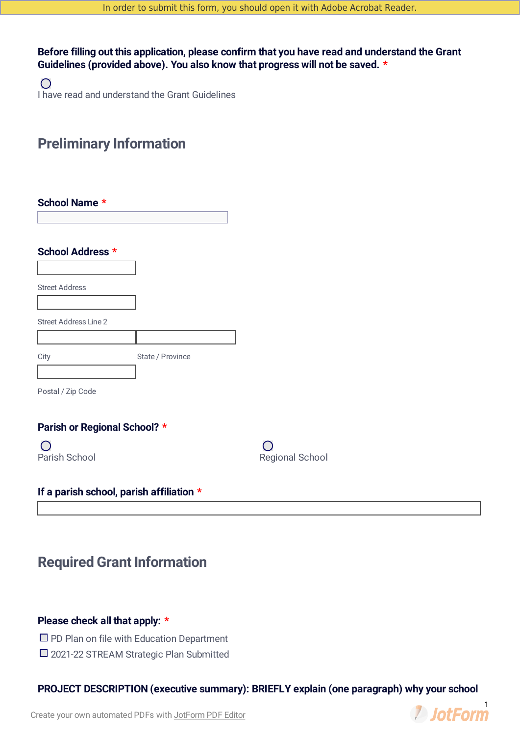In order to submit this form, you should open it with Adobe Acrobat Reader.

**Before filling out this application, please confirm that you have read and understand the Grant Guidelines (provided above). You also know that progress will not be saved.** *

○ I have read and understand the Grant Guidelines

## Preliminary Information

**School Name** *

**School Address** *

Street Address

Street Address Line 2

City

State / Province

Postal / Zip Code

**Parish or Regional School?** *

○ Parish School

○ Regional School

**If a parish school, parish affiliation** *

## Required Grant Information

**Please check all that apply:** *

- ☐ PD Plan on file with Education Department
- ☐ 2021-22 STREAM Strategic Plan Submitted

**PROJECT DESCRIPTION (executive summary): BRIEFLY explain (one paragraph) why your school**

Create your own automated PDFs with JotForm PDF Editor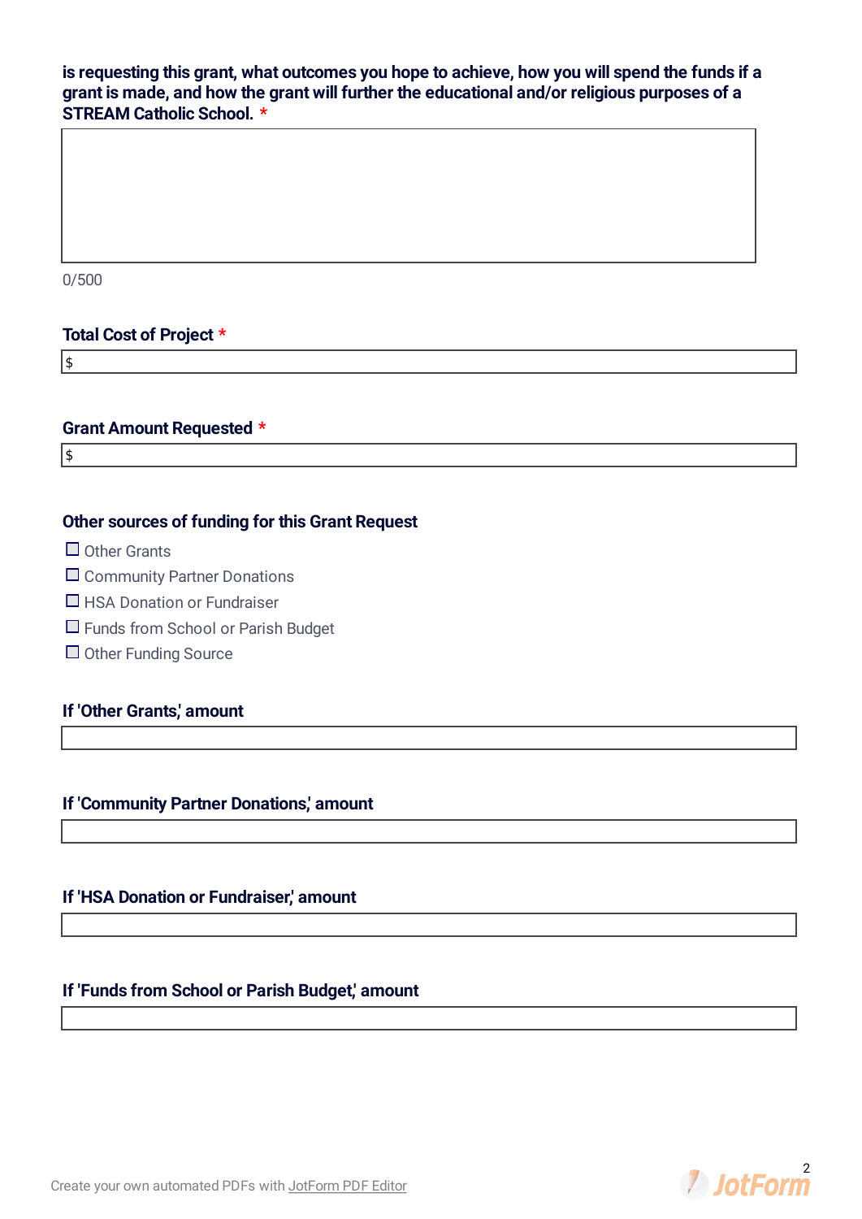is requesting this grant, what outcomes you hope to achieve, how you will spend the funds if a grant is made, and how the grant will further the educational and/or religious purposes of a STREAM Catholic School. *

0/500

**Total Cost of Project** *

$

**Grant Amount Requested** *

$

**Other sources of funding for this Grant Request**

- ☐ Other Grants
- ☐ Community Partner Donations
- ☐ HSA Donation or Fundraiser
- ☐ Funds from School or Parish Budget
- ☐ Other Funding Source

**If 'Other Grants,' amount**

**If 'Community Partner Donations,' amount**

**If 'HSA Donation or Fundraiser,' amount**

**If 'Funds from School or Parish Budget,' amount**

Create your own automated PDFs with JotForm PDF Editor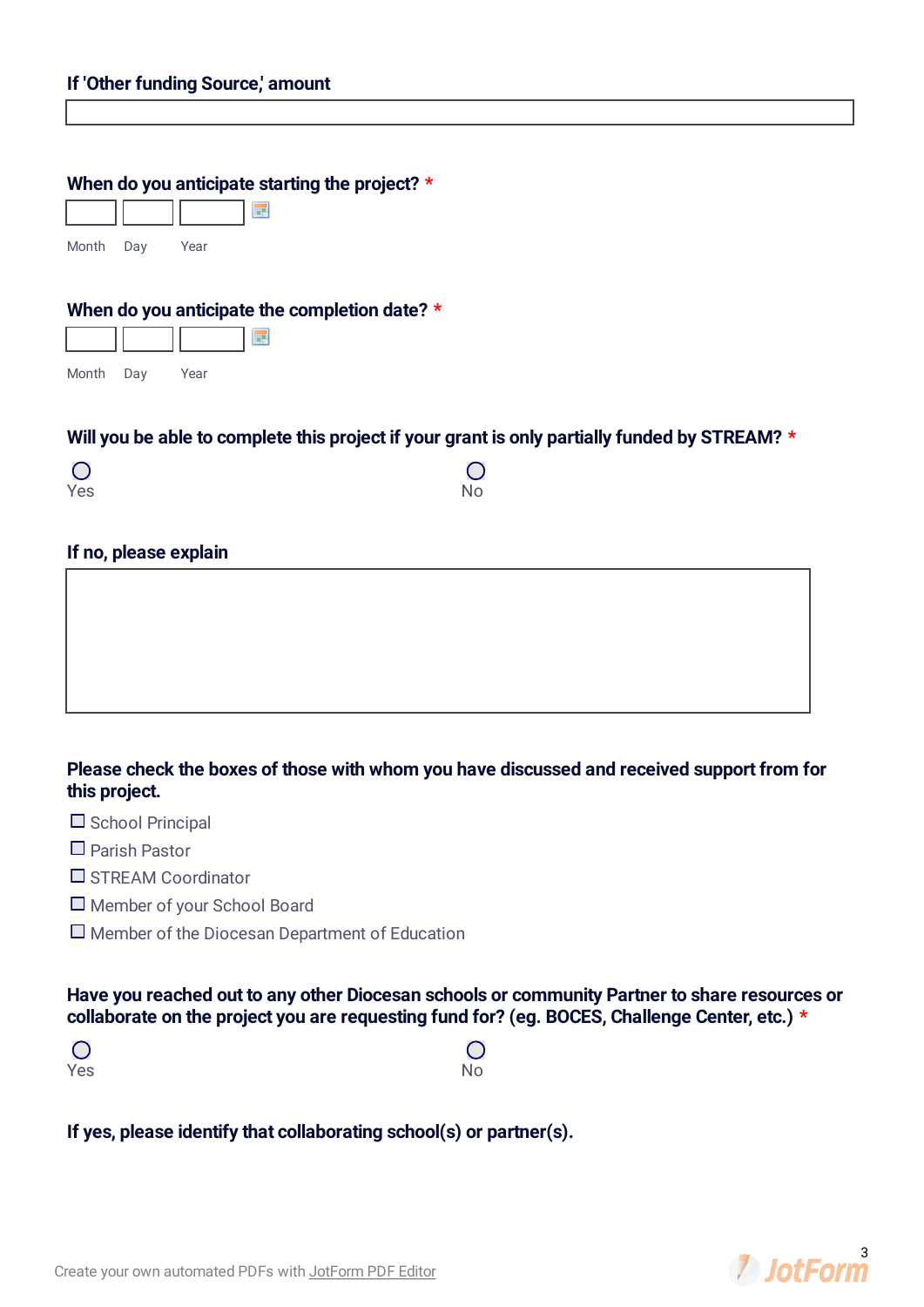**If 'Other funding Source,' amount**

**When do you anticipate starting the project?** *

Month Day Year

**When do you anticipate the completion date?** *

Month Day Year

**Will you be able to complete this project if your grant is only partially funded by STREAM?** *

- ○ Yes
- ○ No

**If no, please explain**

**Please check the boxes of those with whom you have discussed and received support from for this project.**

- ☐ School Principal
- ☐ Parish Pastor
- ☐ STREAM Coordinator
- ☐ Member of your School Board
- ☐ Member of the Diocesan Department of Education

**Have you reached out to any other Diocesan schools or community Partner to share resources or collaborate on the project you are requesting fund for? (eg. BOCES, Challenge Center, etc.)** *

- ○ Yes
- ○ No

**If yes, please identify that collaborating school(s) or partner(s).**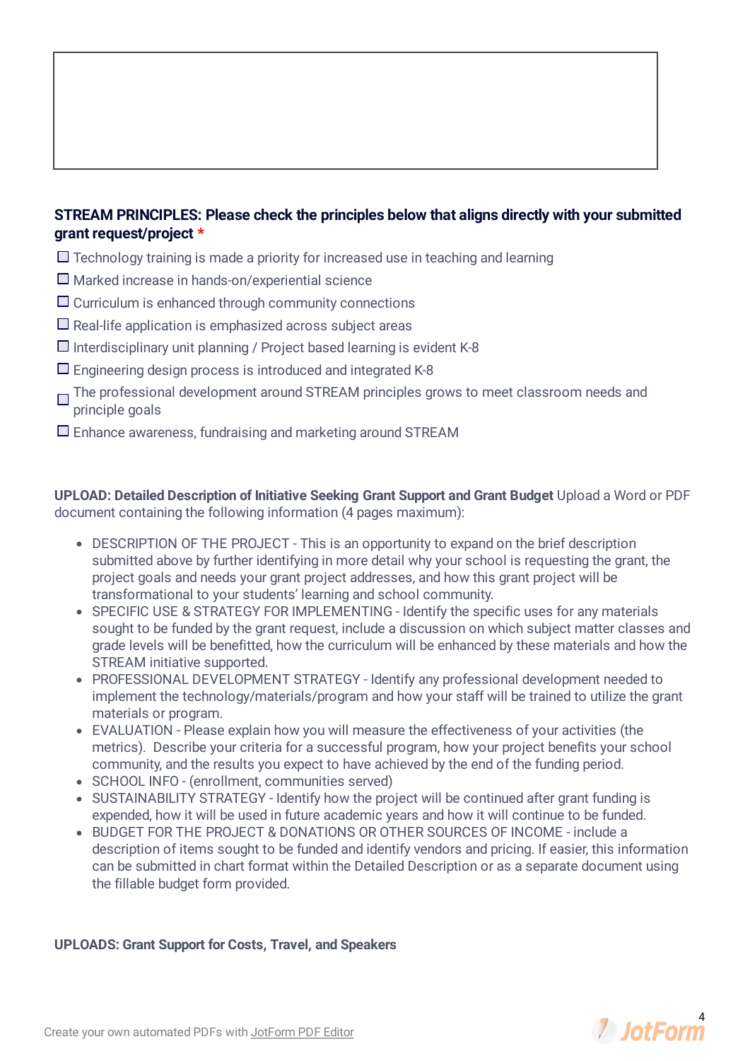**STREAM PRINCIPLES: Please check the principles below that aligns directly with your submitted grant request/project** *

- ☐ Technology training is made a priority for increased use in teaching and learning
- ☐ Marked increase in hands-on/experiential science
- ☐ Curriculum is enhanced through community connections
- ☐ Real-life application is emphasized across subject areas
- ☐ Interdisciplinary unit planning / Project based learning is evident K-8
- ☐ Engineering design process is introduced and integrated K-8
- ☐ The professional development around STREAM principles grows to meet classroom needs and principle goals
- ☐ Enhance awareness, fundraising and marketing around STREAM

**UPLOAD: Detailed Description of Initiative Seeking Grant Support and Grant Budget** Upload a Word or PDF document containing the following information (4 pages maximum):

- DESCRIPTION OF THE PROJECT - This is an opportunity to expand on the brief description submitted above by further identifying in more detail why your school is requesting the grant, the project goals and needs your grant project addresses, and how this grant project will be transformational to your students' learning and school community.
- SPECIFIC USE & STRATEGY FOR IMPLEMENTING - Identify the specific uses for any materials sought to be funded by the grant request, include a discussion on which subject matter classes and grade levels will be benefitted, how the curriculum will be enhanced by these materials and how the STREAM initiative supported.
- PROFESSIONAL DEVELOPMENT STRATEGY - Identify any professional development needed to implement the technology/materials/program and how your staff will be trained to utilize the grant materials or program.
- EVALUATION - Please explain how you will measure the effectiveness of your activities (the metrics). Describe your criteria for a successful program, how your project benefits your school community, and the results you expect to have achieved by the end of the funding period.
- SCHOOL INFO - (enrollment, communities served)
- SUSTAINABILITY STRATEGY - Identify how the project will be continued after grant funding is expended, how it will be used in future academic years and how it will continue to be funded.
- BUDGET FOR THE PROJECT & DONATIONS OR OTHER SOURCES OF INCOME - include a description of items sought to be funded and identify vendors and pricing. If easier, this information can be submitted in chart format within the Detailed Description or as a separate document using the fillable budget form provided.

**UPLOADS: Grant Support for Costs, Travel, and Speakers**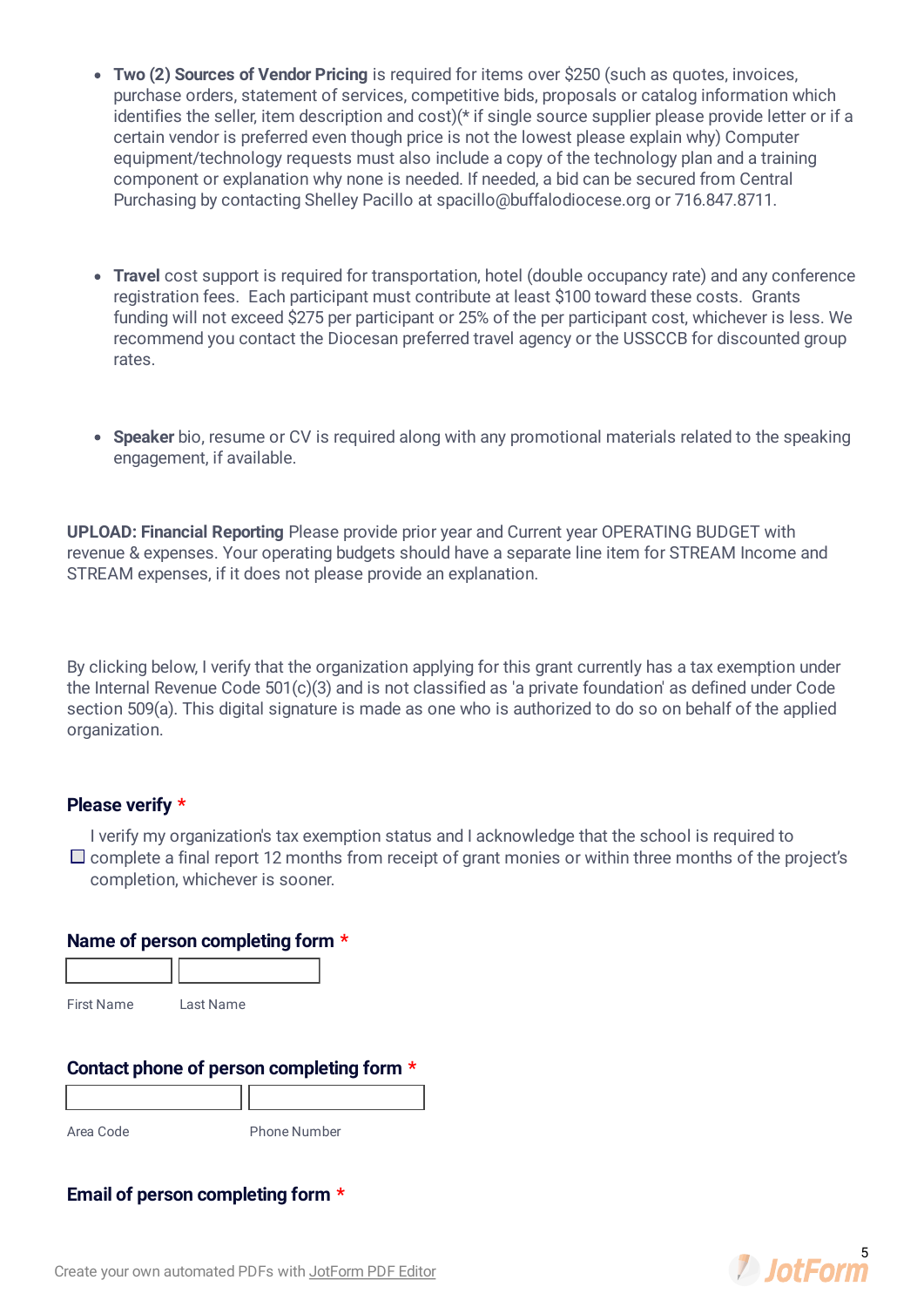- **Two (2) Sources of Vendor Pricing** is required for items over $250 (such as quotes, invoices, purchase orders, statement of services, competitive bids, proposals or catalog information which identifies the seller, item description and cost)(* if single source supplier please provide letter or if a certain vendor is preferred even though price is not the lowest please explain why) Computer equipment/technology requests must also include a copy of the technology plan and a training component or explanation why none is needed. If needed, a bid can be secured from Central Purchasing by contacting Shelley Pacillo at spacillo@buffalodiocese.org or 716.847.8711.

- **Travel** cost support is required for transportation, hotel (double occupancy rate) and any conference registration fees. Each participant must contribute at least $100 toward these costs. Grants funding will not exceed $275 per participant or 25% of the per participant cost, whichever is less. We recommend you contact the Diocesan preferred travel agency or the USSCCB for discounted group rates.

- **Speaker** bio, resume or CV is required along with any promotional materials related to the speaking engagement, if available.

**UPLOAD: Financial Reporting** Please provide prior year and Current year OPERATING BUDGET with revenue & expenses. Your operating budgets should have a separate line item for STREAM Income and STREAM expenses, if it does not please provide an explanation.

By clicking below, I verify that the organization applying for this grant currently has a tax exemption under the Internal Revenue Code 501(c)(3) and is not classified as 'a private foundation' as defined under Code section 509(a). This digital signature is made as one who is authorized to do so on behalf of the applied organization.

**Please verify** *

☐ I verify my organization's tax exemption status and I acknowledge that the school is required to complete a final report 12 months from receipt of grant monies or within three months of the project's completion, whichever is sooner.

**Name of person completing form** *

First Name | Last Name

**Contact phone of person completing form** *

Area Code | Phone Number

**Email of person completing form** *

Create your own automated PDFs with JotForm PDF Editor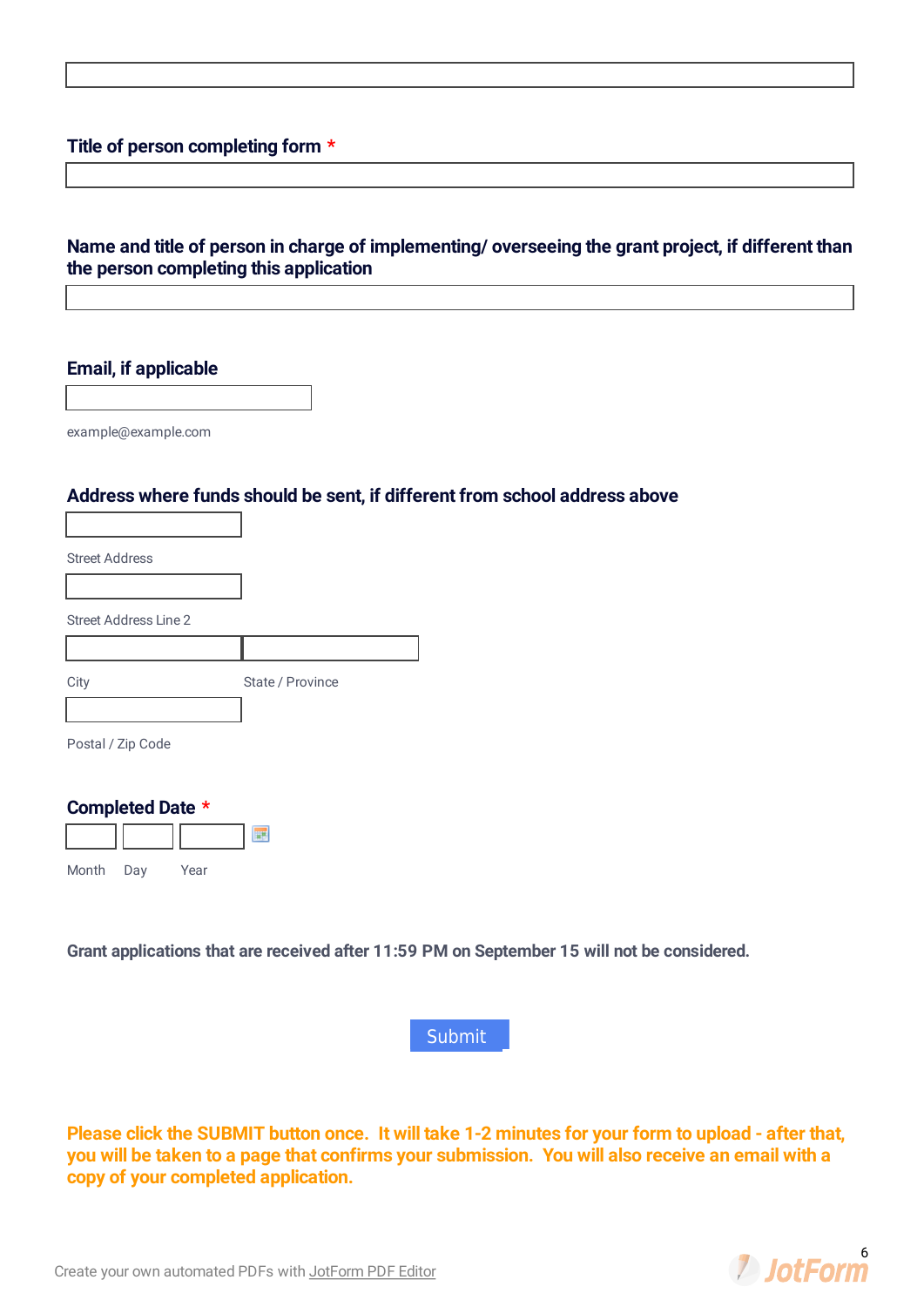**Title of person completing form \***

**Name and title of person in charge of implementing/ overseeing the grant project, if different than the person completing this application**

**Email, if applicable**

example@example.com

**Address where funds should be sent, if different from school address above**

Street Address

Street Address Line 2

City

State / Province

Postal / Zip Code

**Completed Date \***

Month Day Year

**Grant applications that are received after 11:59 PM on September 15 will not be considered.**

Submit

**Please click the SUBMIT button once. It will take 1-2 minutes for your form to upload - after that, you will be taken to a page that confirms your submission. You will also receive an email with a copy of your completed application.**

Create your own automated PDFs with JotForm PDF Editor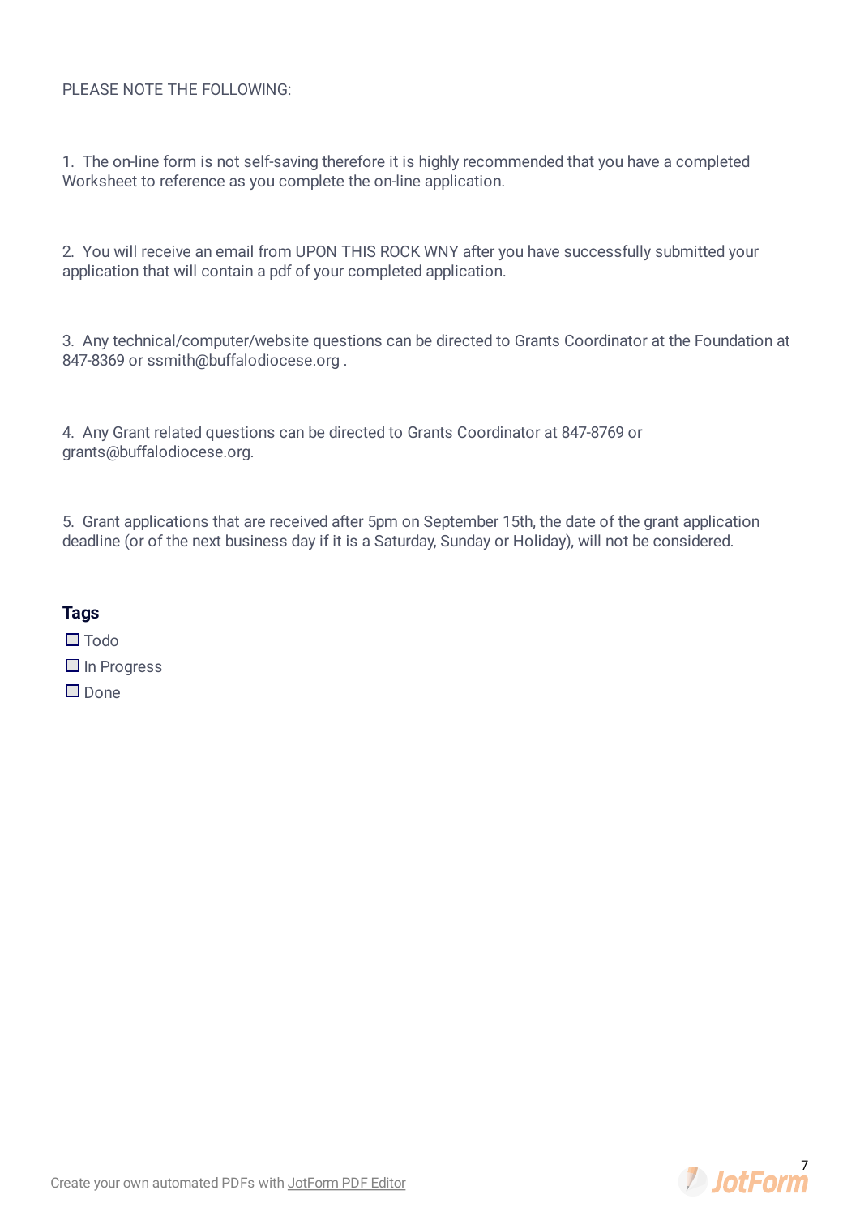PLEASE NOTE THE FOLLOWING:

1. The on-line form is not self-saving therefore it is highly recommended that you have a completed Worksheet to reference as you complete the on-line application.

2. You will receive an email from UPON THIS ROCK WNY after you have successfully submitted your application that will contain a pdf of your completed application.

3. Any technical/computer/website questions can be directed to Grants Coordinator at the Foundation at 847-8369 or ssmith@buffalodiocese.org .

4. Any Grant related questions can be directed to Grants Coordinator at 847-8769 or grants@buffalodiocese.org.

5. Grant applications that are received after 5pm on September 15th, the date of the grant application deadline (or of the next business day if it is a Saturday, Sunday or Holiday), will not be considered.

## Tags

- ☐ Todo
- ☐ In Progress
- ☐ Done